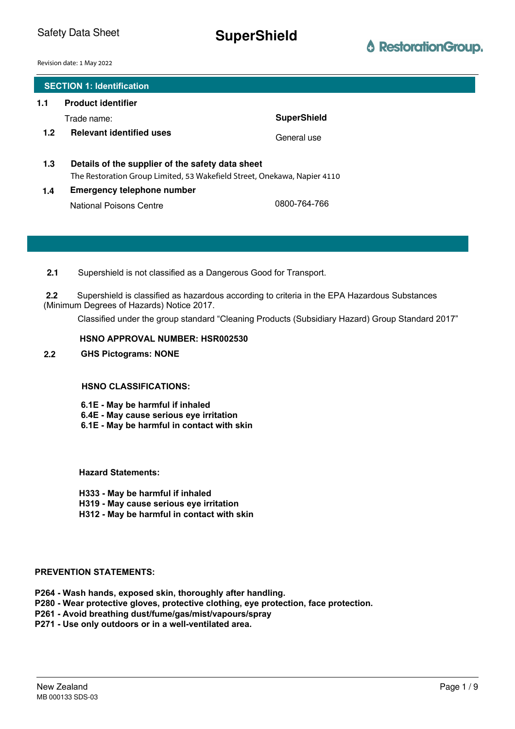# SuperShield

Revision date: 1 May 2022

## SECTION 1: Identification

**1.1 Product identifier**

| | |
|---|---|
| Trade name: | **SuperShield** |
| **1.2 Relevant identified uses** | General use |

**1.3 Details of the supplier of the safety data sheet**

The Restoration Group Limited, 53 Wakefield Street, Onekawa, Napier 4110

**1.4 Emergency telephone number**

| | |
|---|---|
| National Poisons Centre | 0800-764-766 |

---

**2.1** Supershield is not classified as a Dangerous Good for Transport.

**2.2** Supershield is classified as hazardous according to criteria in the EPA Hazardous Substances (Minimum Degrees of Hazards) Notice 2017.

Classified under the group standard “Cleaning Products (Subsidiary Hazard) Group Standard 2017”

**HSNO APPROVAL NUMBER: HSR002530**

**2.2 GHS Pictograms: NONE**

**HSNO CLASSIFICATIONS:**

**6.1E - May be harmful if inhaled**
**6.4E - May cause serious eye irritation**
**6.1E - May be harmful in contact with skin**

**Hazard Statements:**

**H333 - May be harmful if inhaled**
**H319 - May cause serious eye irritation**
**H312 - May be harmful in contact with skin**

**PREVENTION STATEMENTS:**

**P264 - Wash hands, exposed skin, thoroughly after handling.**
**P280 - Wear protective gloves, protective clothing, eye protection, face protection.**
**P261 - Avoid breathing dust/fume/gas/mist/vapours/spray**
**P271 - Use only outdoors or in a well-ventilated area.**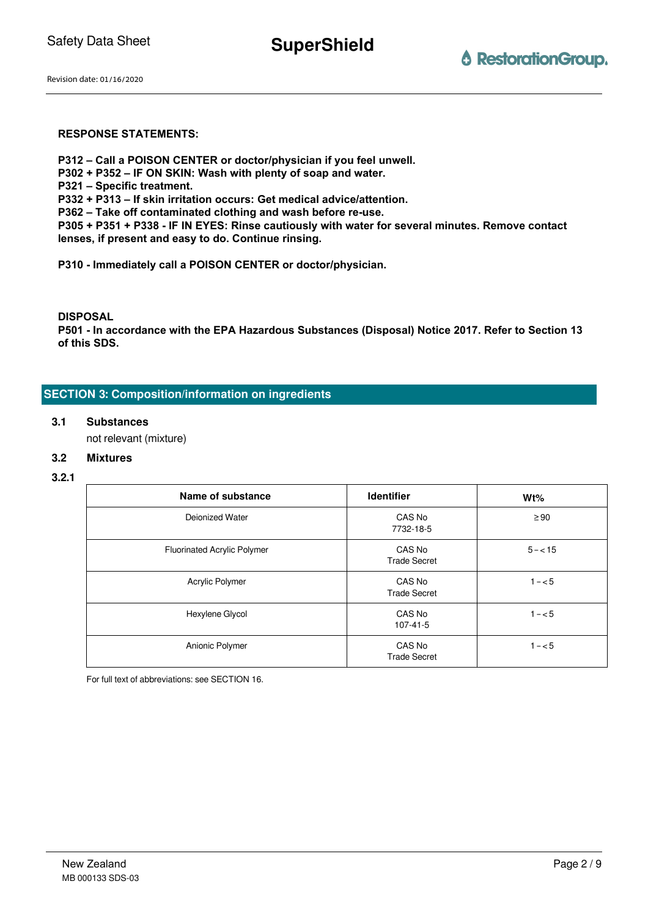**RESPONSE STATEMENTS:**

**P312 – Call a POISON CENTER or doctor/physician if you feel unwell.**
**P302 + P352 – IF ON SKIN: Wash with plenty of soap and water.**
**P321 – Specific treatment.**
**P332 + P313 – If skin irritation occurs: Get medical advice/attention.**
**P362 – Take off contaminated clothing and wash before re-use.**
**P305 + P351 + P338 - IF IN EYES: Rinse cautiously with water for several minutes. Remove contact lenses, if present and easy to do. Continue rinsing.**

**P310 - Immediately call a POISON CENTER or doctor/physician.**

**DISPOSAL**
**P501 - In accordance with the EPA Hazardous Substances (Disposal) Notice 2017. Refer to Section 13 of this SDS.**

## SECTION 3: Composition/information on ingredients

### 3.1 Substances

not relevant (mixture)

### 3.2 Mixtures

#### 3.2.1

| Name of substance | Identifier | Wt% |
|---|---|---|
| Deionized Water | CAS No<br>7732-18-5 | ≥ 90 |
| Fluorinated Acrylic Polymer | CAS No<br>Trade Secret | 5 – < 15 |
| Acrylic Polymer | CAS No<br>Trade Secret | 1 – < 5 |
| Hexylene Glycol | CAS No<br>107-41-5 | 1 – < 5 |
| Anionic Polymer | CAS No<br>Trade Secret | 1 – < 5 |

For full text of abbreviations: see SECTION 16.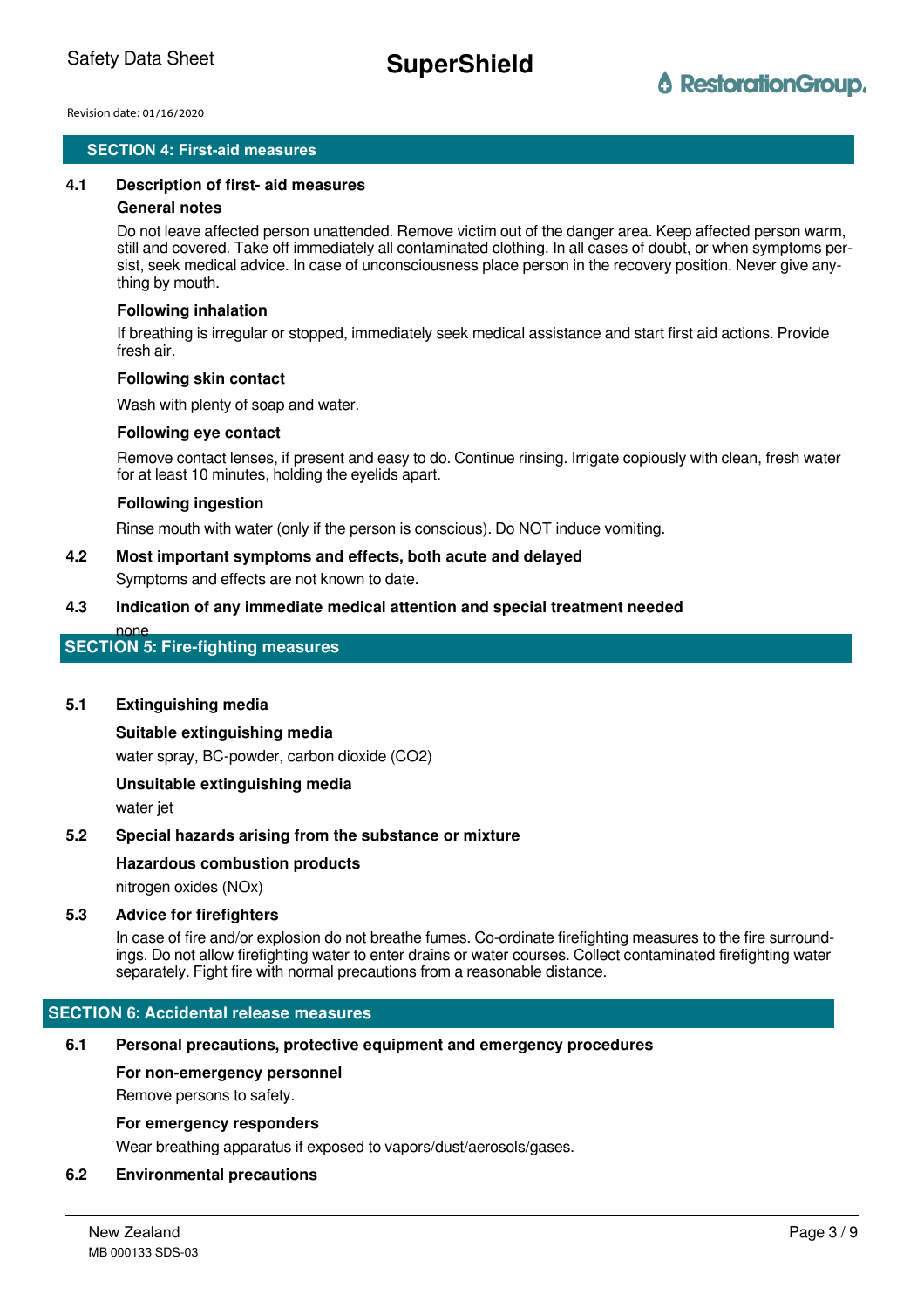## SECTION 4: First-aid measures

### 4.1 Description of first- aid measures

**General notes**

Do not leave affected person unattended. Remove victim out of the danger area. Keep affected person warm, still and covered. Take off immediately all contaminated clothing. In all cases of doubt, or when symptoms persist, seek medical advice. In case of unconsciousness place person in the recovery position. Never give anything by mouth.

**Following inhalation**

If breathing is irregular or stopped, immediately seek medical assistance and start first aid actions. Provide fresh air.

**Following skin contact**

Wash with plenty of soap and water.

**Following eye contact**

Remove contact lenses, if present and easy to do. Continue rinsing. Irrigate copiously with clean, fresh water for at least 10 minutes, holding the eyelids apart.

**Following ingestion**

Rinse mouth with water (only if the person is conscious). Do NOT induce vomiting.

### 4.2 Most important symptoms and effects, both acute and delayed

Symptoms and effects are not known to date.

### 4.3 Indication of any immediate medical attention and special treatment needed

none

## SECTION 5: Fire-fighting measures

### 5.1 Extinguishing media

**Suitable extinguishing media**

water spray, BC-powder, carbon dioxide ($CO_2$)

**Unsuitable extinguishing media**

water jet

### 5.2 Special hazards arising from the substance or mixture

**Hazardous combustion products**

nitrogen oxides ($NO_x$)

### 5.3 Advice for firefighters

In case of fire and/or explosion do not breathe fumes. Co-ordinate firefighting measures to the fire surroundings. Do not allow firefighting water to enter drains or water courses. Collect contaminated firefighting water separately. Fight fire with normal precautions from a reasonable distance.

## SECTION 6: Accidental release measures

### 6.1 Personal precautions, protective equipment and emergency procedures

**For non-emergency personnel**

Remove persons to safety.

**For emergency responders**

Wear breathing apparatus if exposed to vapors/dust/aerosols/gases.

### 6.2 Environmental precautions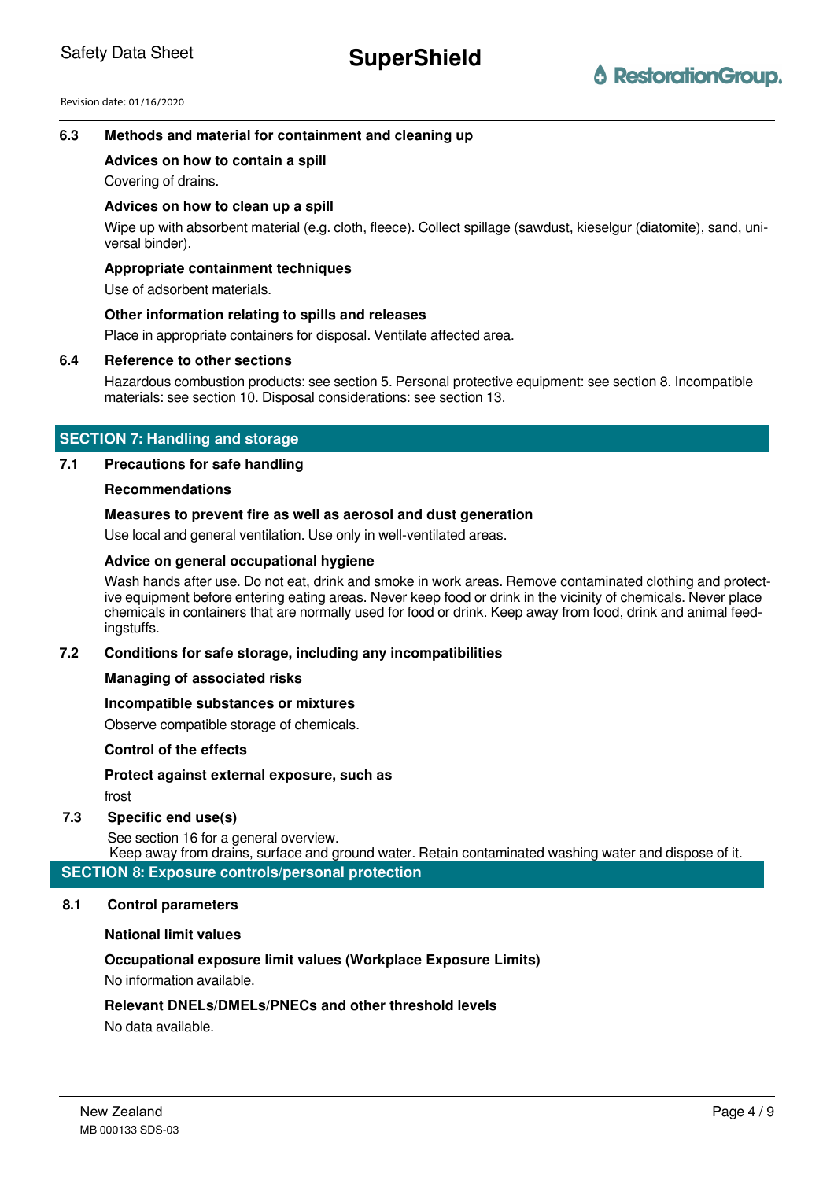### 6.3 Methods and material for containment and cleaning up

**Advices on how to contain a spill**

Covering of drains.

**Advices on how to clean up a spill**

Wipe up with absorbent material (e.g. cloth, fleece). Collect spillage (sawdust, kieselgur (diatomite), sand, universal binder).

**Appropriate containment techniques**

Use of adsorbent materials.

**Other information relating to spills and releases**

Place in appropriate containers for disposal. Ventilate affected area.

### 6.4 Reference to other sections

Hazardous combustion products: see section 5. Personal protective equipment: see section 8. Incompatible materials: see section 10. Disposal considerations: see section 13.

## SECTION 7: Handling and storage

### 7.1 Precautions for safe handling

**Recommendations**

**Measures to prevent fire as well as aerosol and dust generation**

Use local and general ventilation. Use only in well-ventilated areas.

**Advice on general occupational hygiene**

Wash hands after use. Do not eat, drink and smoke in work areas. Remove contaminated clothing and protective equipment before entering eating areas. Never keep food or drink in the vicinity of chemicals. Never place chemicals in containers that are normally used for food or drink. Keep away from food, drink and animal feedingstuffs.

### 7.2 Conditions for safe storage, including any incompatibilities

**Managing of associated risks**

**Incompatible substances or mixtures**

Observe compatible storage of chemicals.

**Control of the effects**

**Protect against external exposure, such as**

frost

### 7.3 Specific end use(s)

See section 16 for a general overview.
Keep away from drains, surface and ground water. Retain contaminated washing water and dispose of it.

## SECTION 8: Exposure controls/personal protection

### 8.1 Control parameters

**National limit values**

**Occupational exposure limit values (Workplace Exposure Limits)**

No information available.

**Relevant DNELs/DMELs/PNECs and other threshold levels**

No data available.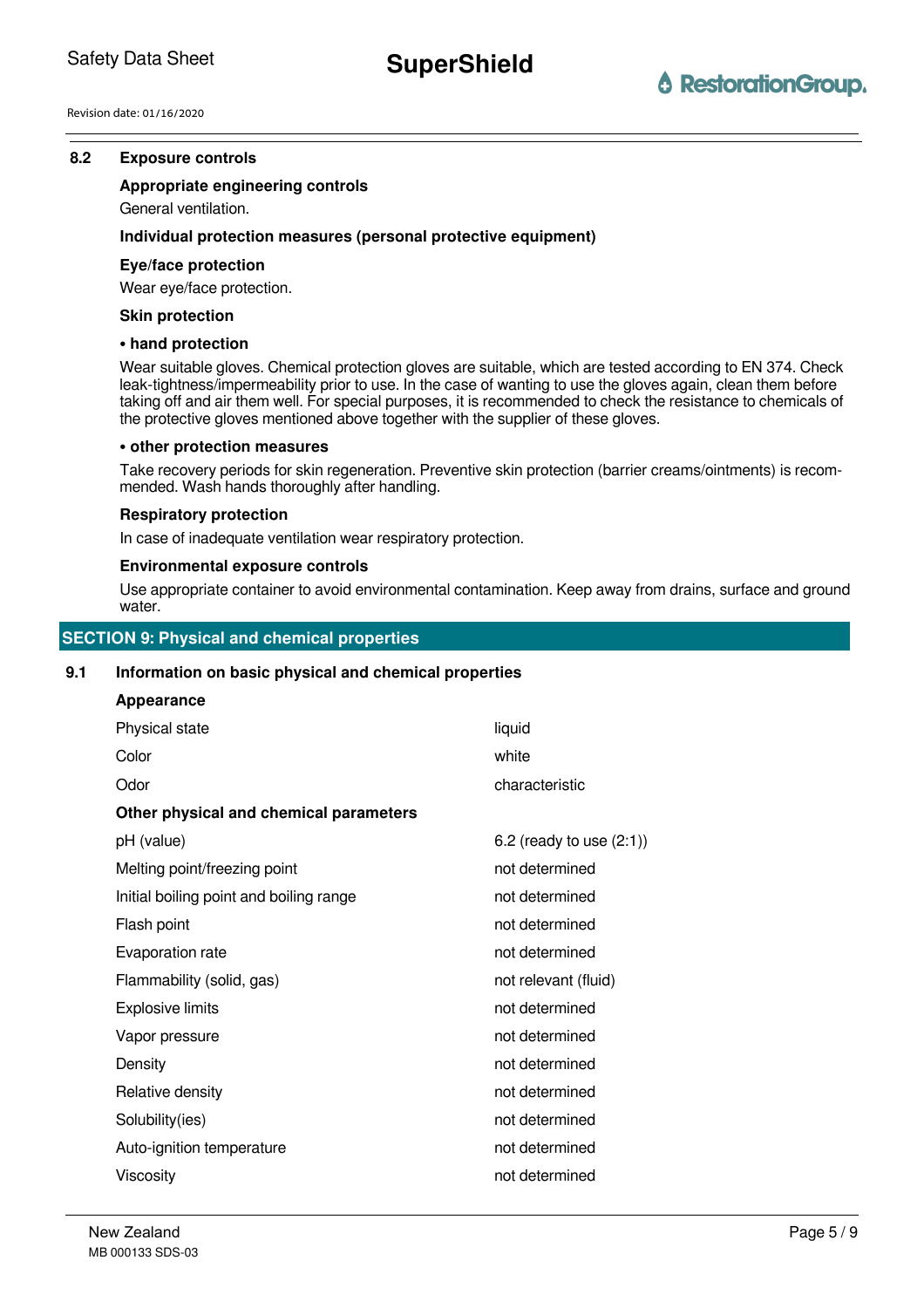### 8.2 Exposure controls

**Appropriate engineering controls**

General ventilation.

**Individual protection measures (personal protective equipment)**

**Eye/face protection**

Wear eye/face protection.

**Skin protection**

**• hand protection**

Wear suitable gloves. Chemical protection gloves are suitable, which are tested according to EN 374. Check leak-tightness/impermeability prior to use. In the case of wanting to use the gloves again, clean them before taking off and air them well. For special purposes, it is recommended to check the resistance to chemicals of the protective gloves mentioned above together with the supplier of these gloves.

**• other protection measures**

Take recovery periods for skin regeneration. Preventive skin protection (barrier creams/ointments) is recommended. Wash hands thoroughly after handling.

**Respiratory protection**

In case of inadequate ventilation wear respiratory protection.

**Environmental exposure controls**

Use appropriate container to avoid environmental contamination. Keep away from drains, surface and ground water.

## SECTION 9: Physical and chemical properties

### 9.1 Information on basic physical and chemical properties

**Appearance**

| | |
|---|---|
| Physical state | liquid |
| Color | white |
| Odor | characteristic |

**Other physical and chemical parameters**

| | |
|---|---|
| pH (value) | 6.2 (ready to use (2:1)) |
| Melting point/freezing point | not determined |
| Initial boiling point and boiling range | not determined |
| Flash point | not determined |
| Evaporation rate | not determined |
| Flammability (solid, gas) | not relevant (fluid) |
| Explosive limits | not determined |
| Vapor pressure | not determined |
| Density | not determined |
| Relative density | not determined |
| Solubility(ies) | not determined |
| Auto-ignition temperature | not determined |
| Viscosity | not determined |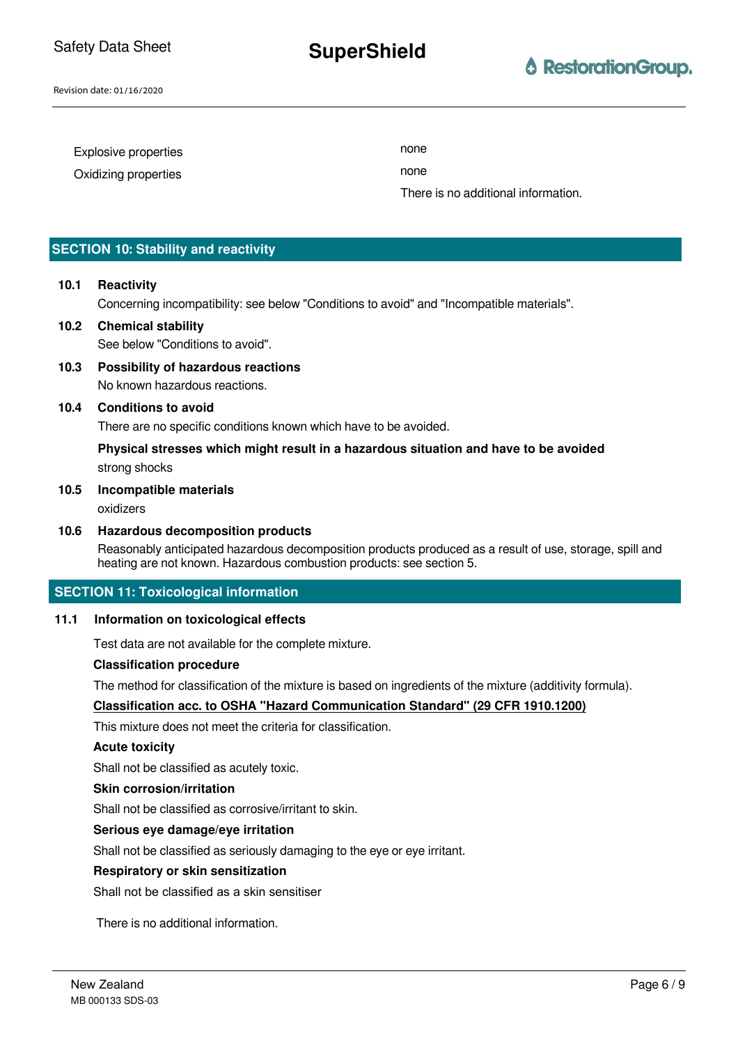| | |
|---|---|
| Explosive properties | none |
| Oxidizing properties | none |
| | There is no additional information. |

## SECTION 10: Stability and reactivity

### 10.1 Reactivity

Concerning incompatibility: see below "Conditions to avoid" and "Incompatible materials".

### 10.2 Chemical stability

See below "Conditions to avoid".

### 10.3 Possibility of hazardous reactions

No known hazardous reactions.

### 10.4 Conditions to avoid

There are no specific conditions known which have to be avoided.

**Physical stresses which might result in a hazardous situation and have to be avoided**

strong shocks

### 10.5 Incompatible materials

oxidizers

### 10.6 Hazardous decomposition products

Reasonably anticipated hazardous decomposition products produced as a result of use, storage, spill and heating are not known. Hazardous combustion products: see section 5.

## SECTION 11: Toxicological information

### 11.1 Information on toxicological effects

Test data are not available for the complete mixture.

**Classification procedure**

The method for classification of the mixture is based on ingredients of the mixture (additivity formula).

**Classification acc. to OSHA "Hazard Communication Standard" (29 CFR 1910.1200)**

This mixture does not meet the criteria for classification.

**Acute toxicity**

Shall not be classified as acutely toxic.

**Skin corrosion/irritation**

Shall not be classified as corrosive/irritant to skin.

**Serious eye damage/eye irritation**

Shall not be classified as seriously damaging to the eye or eye irritant.

**Respiratory or skin sensitization**

Shall not be classified as a skin sensitiser

There is no additional information.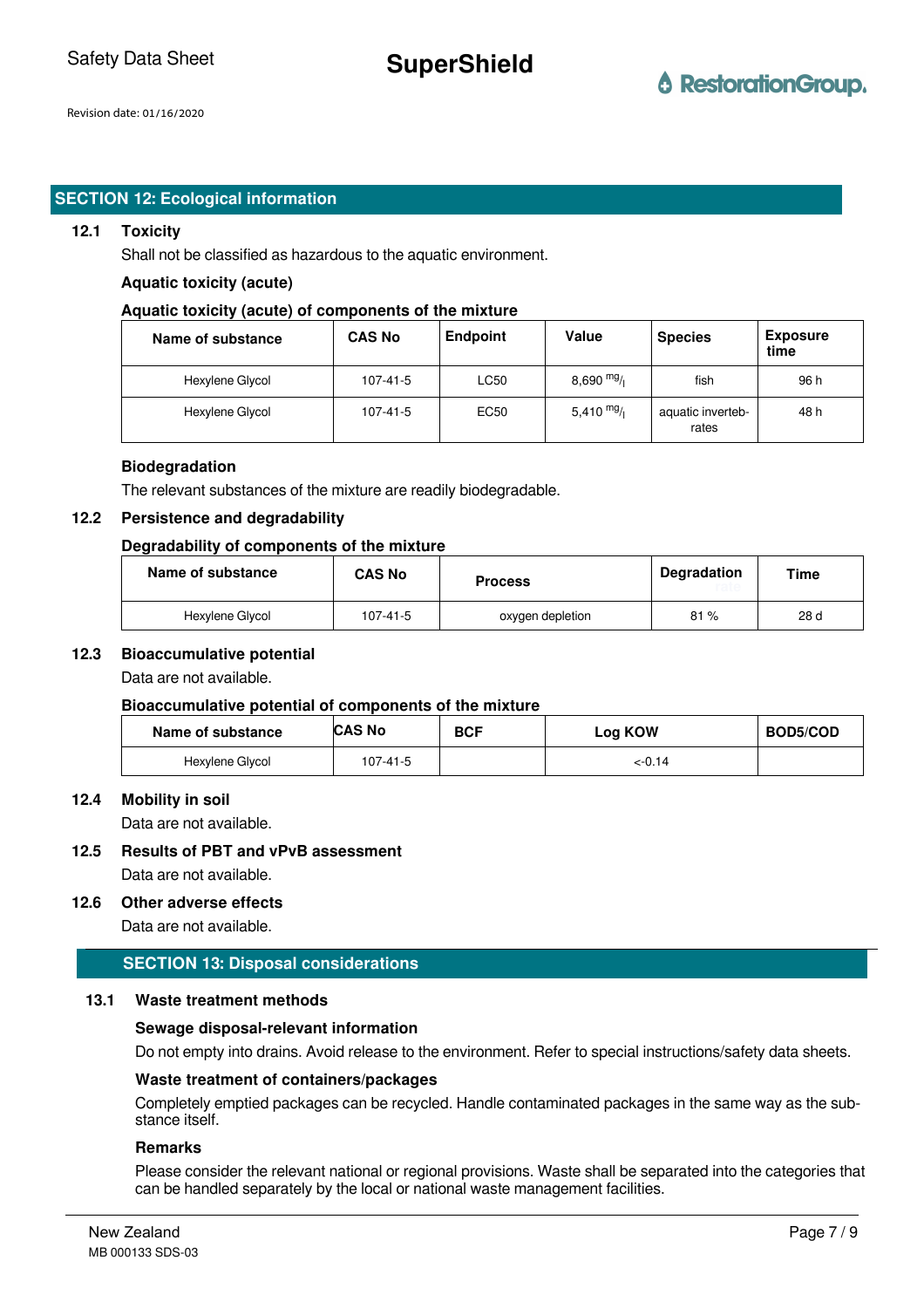## SECTION 12: Ecological information

### 12.1 Toxicity

Shall not be classified as hazardous to the aquatic environment.

**Aquatic toxicity (acute)**

**Aquatic toxicity (acute) of components of the mixture**

| Name of substance | CAS No | Endpoint | Value | Species | Exposure time |
|---|---|---|---|---|---|
| Hexylene Glycol | 107-41-5 | LC50 | 8,690 $^{mg}/_{l}$ | fish | 96 h |
| Hexylene Glycol | 107-41-5 | EC50 | 5,410 $^{mg}/_{l}$ | aquatic invertebrates | 48 h |

**Biodegradation**

The relevant substances of the mixture are readily biodegradable.

### 12.2 Persistence and degradability

**Degradability of components of the mixture**

| Name of substance | CAS No | Process | Degradation rate | Time |
|---|---|---|---|---|
| Hexylene Glycol | 107-41-5 | oxygen depletion | 81 % | 28 d |

### 12.3 Bioaccumulative potential

Data are not available.

**Bioaccumulative potential of components of the mixture**

| Name of substance | CAS No | BCF | Log KOW | BOD5/COD |
|---|---|---|---|---|
| Hexylene Glycol | 107-41-5 | | <-0.14 | |

### 12.4 Mobility in soil

Data are not available.

### 12.5 Results of PBT and vPvB assessment

Data are not available.

### 12.6 Other adverse effects

Data are not available.

## SECTION 13: Disposal considerations

### 13.1 Waste treatment methods

**Sewage disposal-relevant information**

Do not empty into drains. Avoid release to the environment. Refer to special instructions/safety data sheets.

**Waste treatment of containers/packages**

Completely emptied packages can be recycled. Handle contaminated packages in the same way as the substance itself.

**Remarks**

Please consider the relevant national or regional provisions. Waste shall be separated into the categories that can be handled separately by the local or national waste management facilities.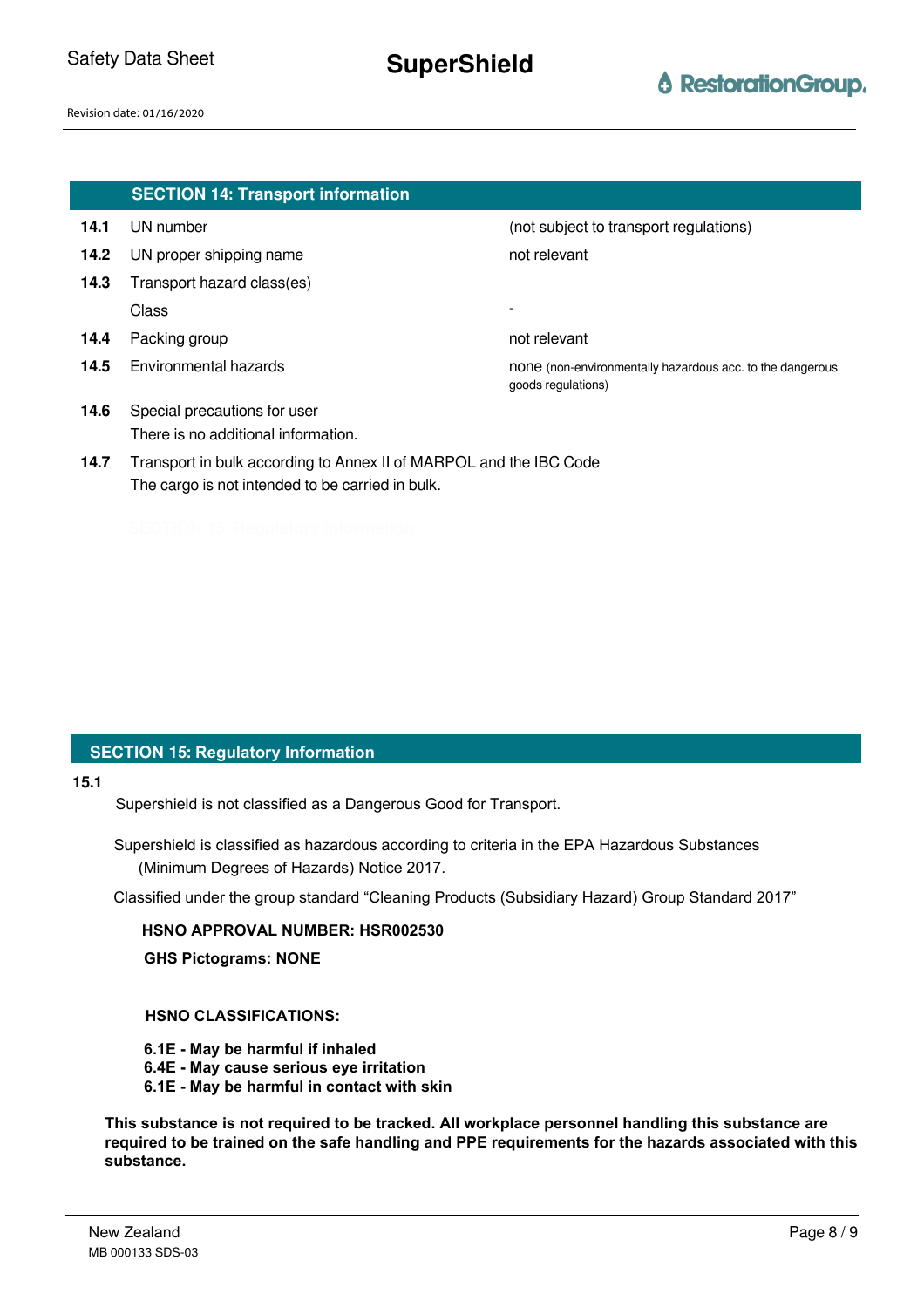## SECTION 14: Transport information

| | | |
|---|---|---|
| **14.1** | UN number | (not subject to transport regulations) |
| **14.2** | UN proper shipping name | not relevant |
| **14.3** | Transport hazard class(es) | |
| | Class | - |
| **14.4** | Packing group | not relevant |
| **14.5** | Environmental hazards | none (non-environmentally hazardous acc. to the dangerous goods regulations) |

**14.6** Special precautions for user

There is no additional information.

**14.7** Transport in bulk according to Annex II of MARPOL and the IBC Code

The cargo is not intended to be carried in bulk.

## SECTION 15: Regulatory Information

**15.1**

Supershield is not classified as a Dangerous Good for Transport.

Supershield is classified as hazardous according to criteria in the EPA Hazardous Substances (Minimum Degrees of Hazards) Notice 2017.

Classified under the group standard “Cleaning Products (Subsidiary Hazard) Group Standard 2017”

**HSNO APPROVAL NUMBER: HSR002530**

**GHS Pictograms: NONE**

**HSNO CLASSIFICATIONS:**

**6.1E - May be harmful if inhaled**
**6.4E - May cause serious eye irritation**
**6.1E - May be harmful in contact with skin**

**This substance is not required to be tracked. All workplace personnel handling this substance are required to be trained on the safe handling and PPE requirements for the hazards associated with this substance.**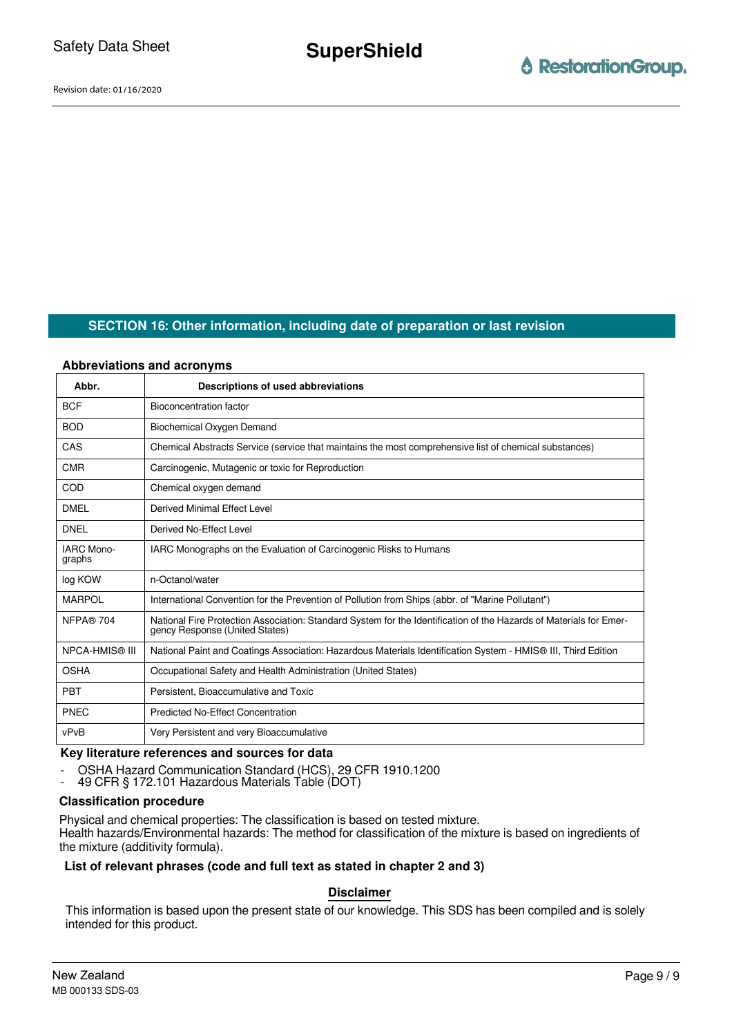## SECTION 16: Other information, including date of preparation or last revision

### Abbreviations and acronyms

| Abbr. | Descriptions of used abbreviations |
|---|---|
| BCF | Bioconcentration factor |
| BOD | Biochemical Oxygen Demand |
| CAS | Chemical Abstracts Service (service that maintains the most comprehensive list of chemical substances) |
| CMR | Carcinogenic, Mutagenic or toxic for Reproduction |
| COD | Chemical oxygen demand |
| DMEL | Derived Minimal Effect Level |
| DNEL | Derived No-Effect Level |
| IARC Monographs | IARC Monographs on the Evaluation of Carcinogenic Risks to Humans |
| log KOW | n-Octanol/water |
| MARPOL | International Convention for the Prevention of Pollution from Ships (abbr. of "Marine Pollutant") |
| NFPA® 704 | National Fire Protection Association: Standard System for the Identification of the Hazards of Materials for Emergency Response (United States) |
| NPCA-HMIS® III | National Paint and Coatings Association: Hazardous Materials Identification System - HMIS® III, Third Edition |
| OSHA | Occupational Safety and Health Administration (United States) |
| PBT | Persistent, Bioaccumulative and Toxic |
| PNEC | Predicted No-Effect Concentration |
| vPvB | Very Persistent and very Bioaccumulative |

### Key literature references and sources for data

- OSHA Hazard Communication Standard (HCS), 29 CFR 1910.1200
- 49 CFR § 172.101 Hazardous Materials Table (DOT)

### Classification procedure

Physical and chemical properties: The classification is based on tested mixture.
Health hazards/Environmental hazards: The method for classification of the mixture is based on ingredients of the mixture (additivity formula).

### List of relevant phrases (code and full text as stated in chapter 2 and 3)

**Disclaimer**

This information is based upon the present state of our knowledge. This SDS has been compiled and is solely intended for this product.